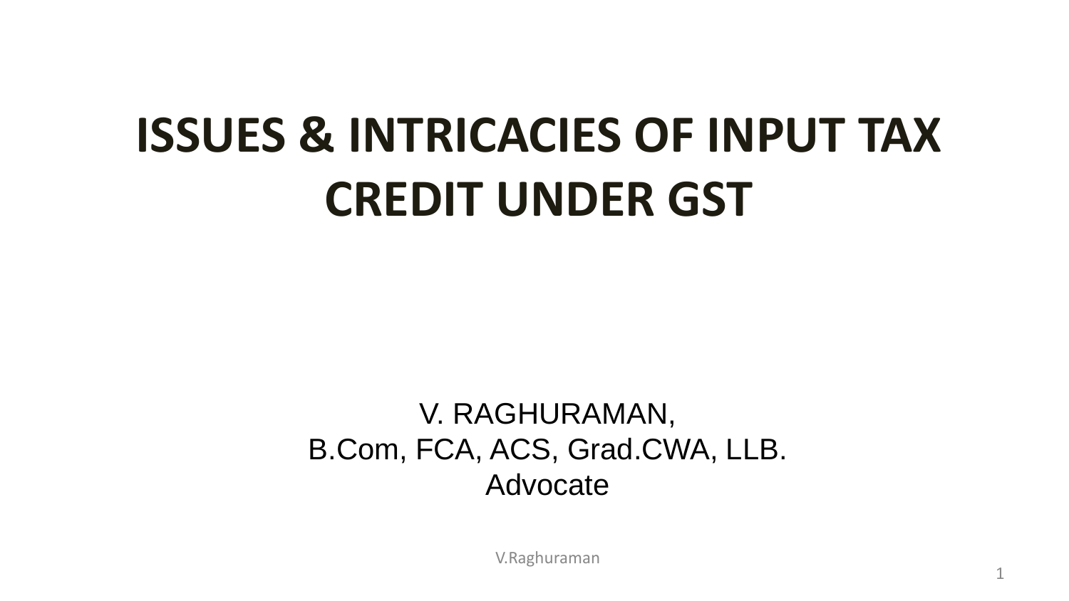# ISSUES & INTRICACIES OF INPUT TAX CREDIT UNDER GST

V. RAGHURAMAN,
B.Com, FCA, ACS, Grad.CWA, LLB.
Advocate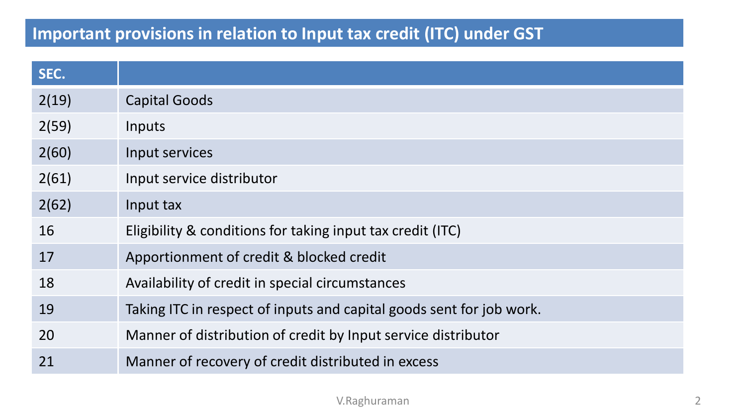## Important provisions in relation to Input tax credit (ITC) under GST

| SEC. | |
|---|---|
| 2(19) | Capital Goods |
| 2(59) | Inputs |
| 2(60) | Input services |
| 2(61) | Input service distributor |
| 2(62) | Input tax |
| 16 | Eligibility & conditions for taking input tax credit (ITC) |
| 17 | Apportionment of credit & blocked credit |
| 18 | Availability of credit in special circumstances |
| 19 | Taking ITC in respect of inputs and capital goods sent for job work. |
| 20 | Manner of distribution of credit by Input service distributor |
| 21 | Manner of recovery of credit distributed in excess |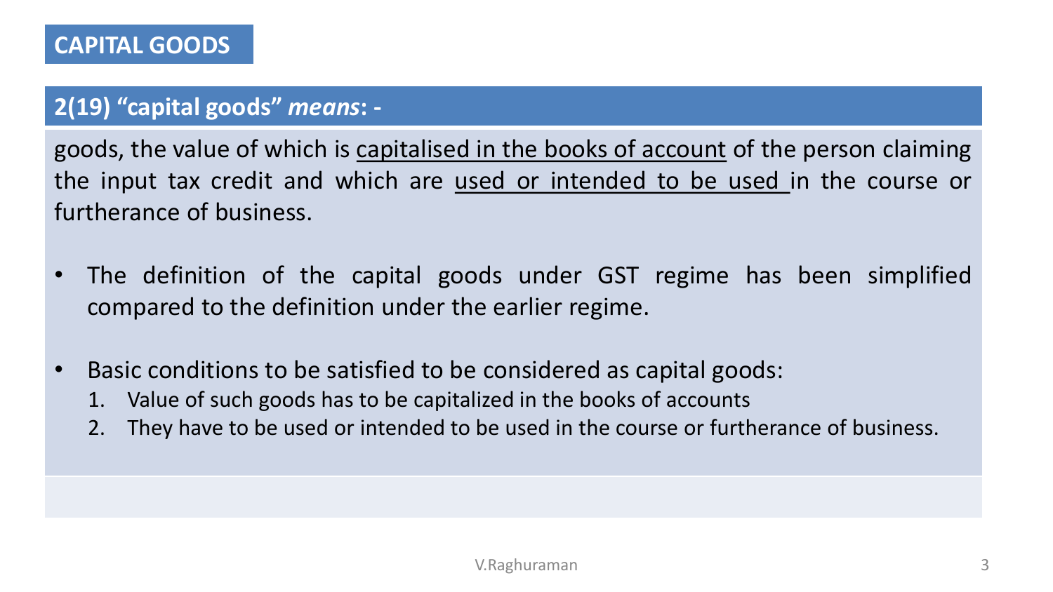# CAPITAL GOODS

## 2(19) "capital goods" *means*: -

goods, the value of which is capitalised in the books of account of the person claiming the input tax credit and which are used or intended to be used in the course or furtherance of business.

- The definition of the capital goods under GST regime has been simplified compared to the definition under the earlier regime.
- Basic conditions to be satisfied to be considered as capital goods:
  1. Value of such goods has to be capitalized in the books of accounts
  2. They have to be used or intended to be used in the course or furtherance of business.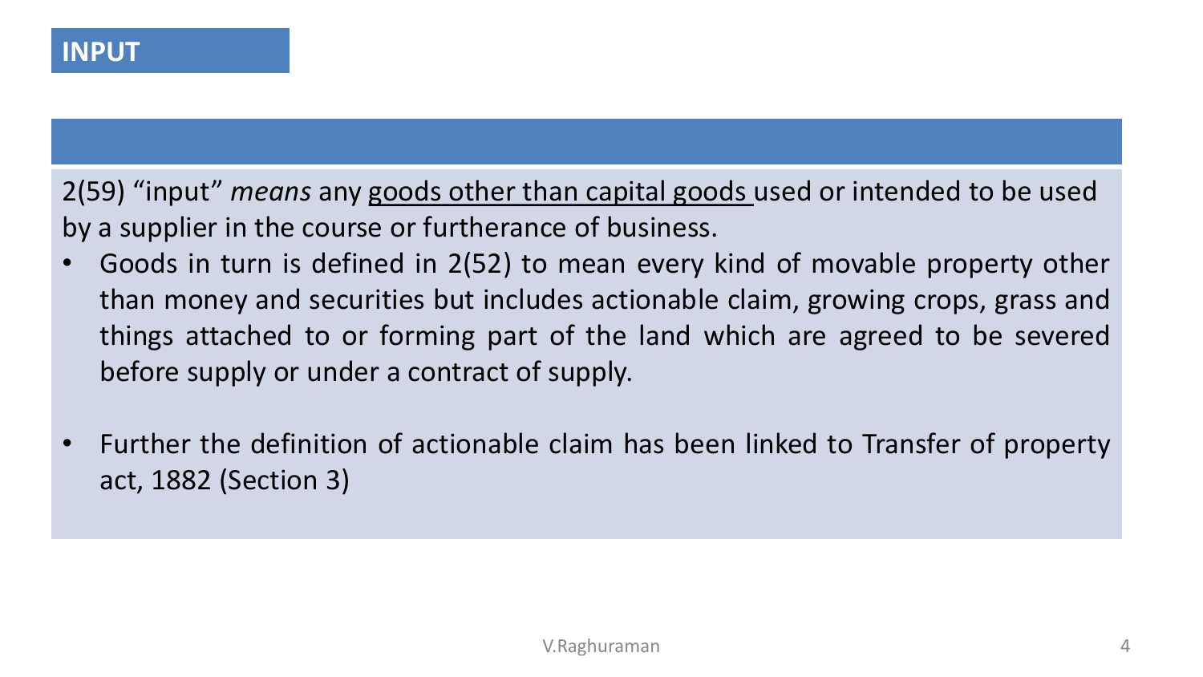# INPUT

2(59) "input" *means* any <u>goods other than capital goods</u> used or intended to be used by a supplier in the course or furtherance of business.

- Goods in turn is defined in 2(52) to mean every kind of movable property other than money and securities but includes actionable claim, growing crops, grass and things attached to or forming part of the land which are agreed to be severed before supply or under a contract of supply.

- Further the definition of actionable claim has been linked to Transfer of property act, 1882 (Section 3)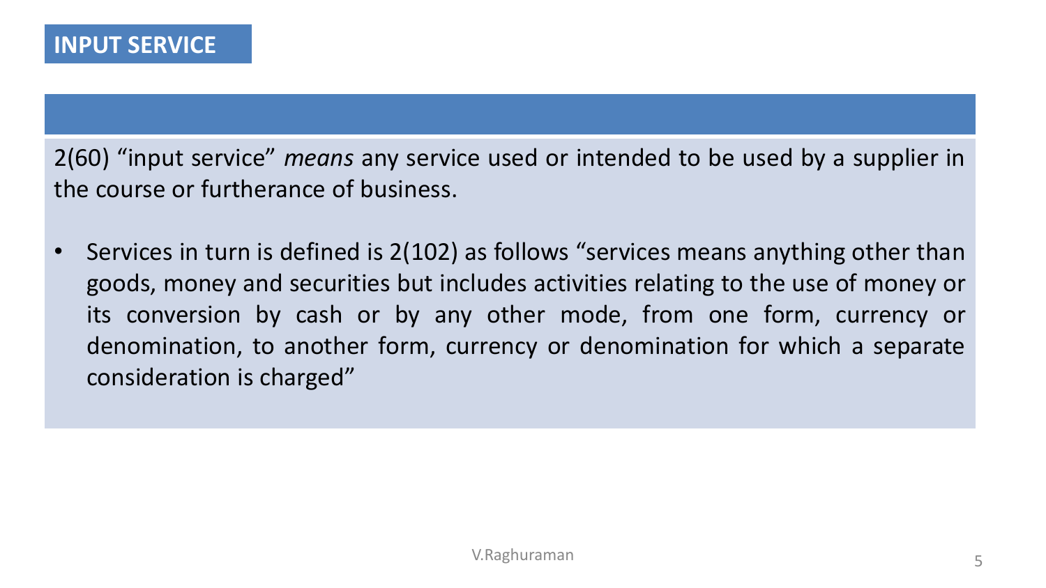# INPUT SERVICE

2(60) "input service" *means* any service used or intended to be used by a supplier in the course or furtherance of business.

- Services in turn is defined is 2(102) as follows "services means anything other than goods, money and securities but includes activities relating to the use of money or its conversion by cash or by any other mode, from one form, currency or denomination, to another form, currency or denomination for which a separate consideration is charged"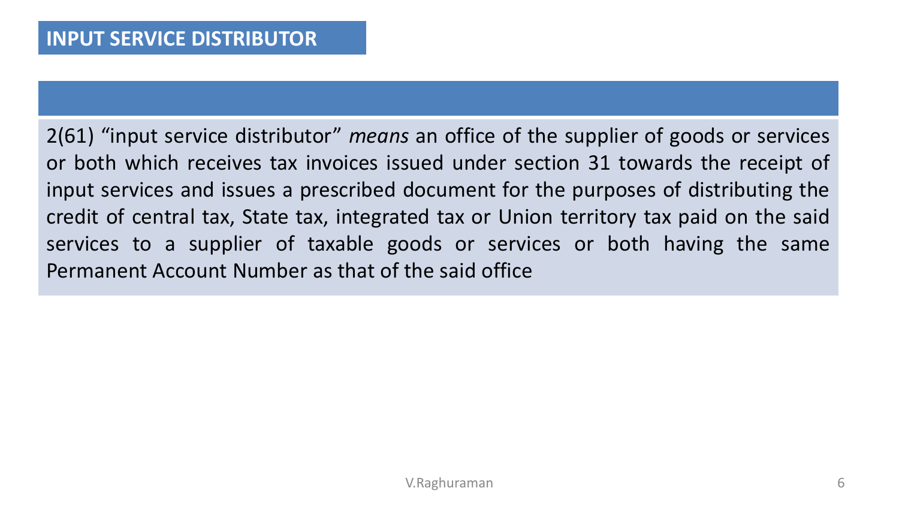# INPUT SERVICE DISTRIBUTOR

2(61) "input service distributor" *means* an office of the supplier of goods or services or both which receives tax invoices issued under section 31 towards the receipt of input services and issues a prescribed document for the purposes of distributing the credit of central tax, State tax, integrated tax or Union territory tax paid on the said services to a supplier of taxable goods or services or both having the same Permanent Account Number as that of the said office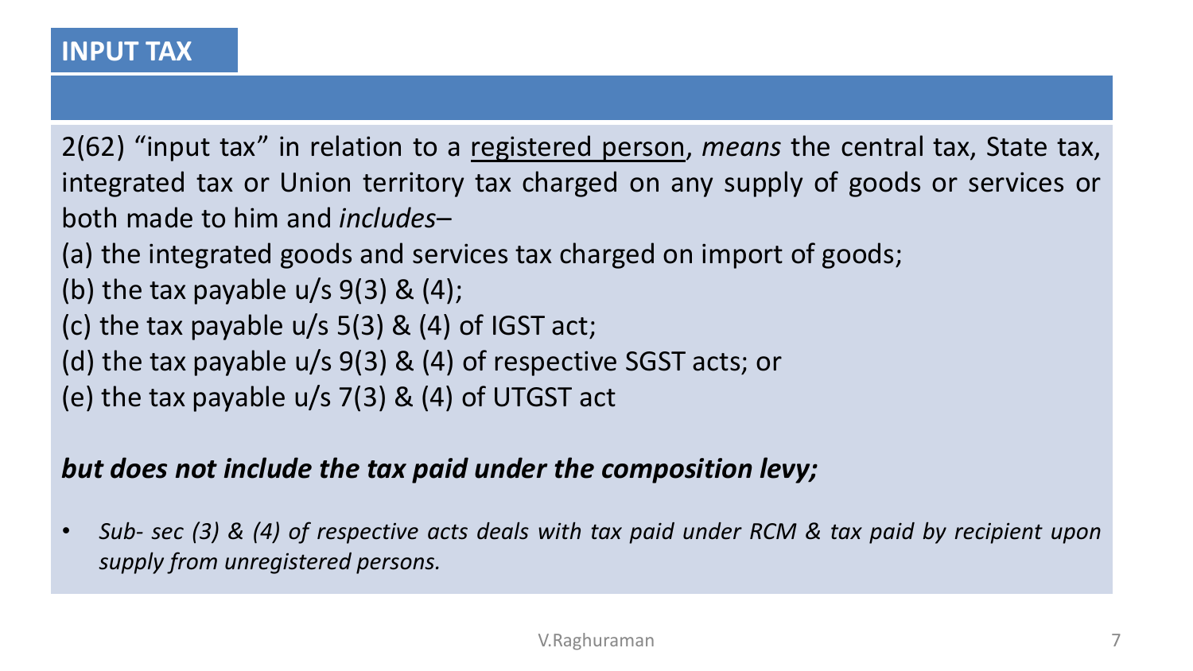## INPUT TAX

2(62) "input tax" in relation to a registered person, *means* the central tax, State tax, integrated tax or Union territory tax charged on any supply of goods or services or both made to him and *includes*–

(a) the integrated goods and services tax charged on import of goods;

(b) the tax payable u/s 9(3) & (4);

(c) the tax payable u/s 5(3) & (4) of IGST act;

(d) the tax payable u/s 9(3) & (4) of respective SGST acts; or

(e) the tax payable u/s 7(3) & (4) of UTGST act

***but does not include the tax paid under the composition levy;***

- *Sub- sec (3) & (4) of respective acts deals with tax paid under RCM & tax paid by recipient upon supply from unregistered persons.*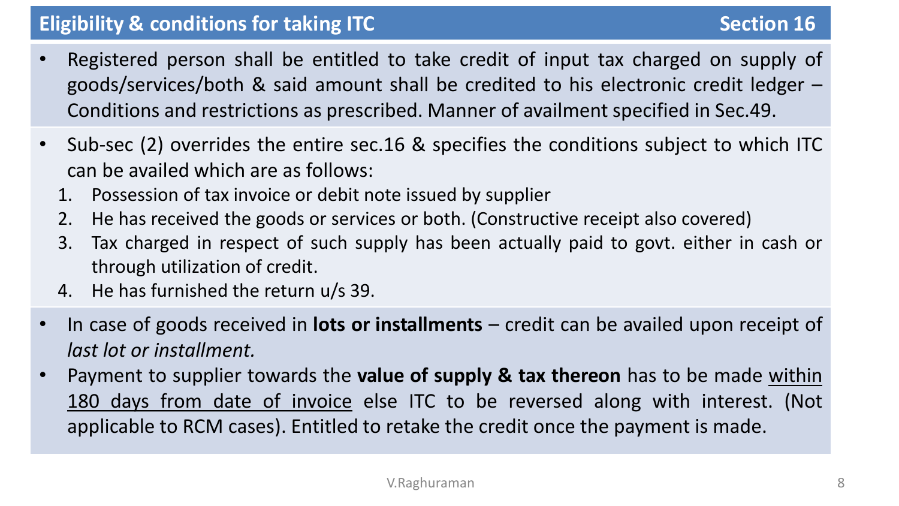## Eligibility & conditions for taking ITC — Section 16

- Registered person shall be entitled to take credit of input tax charged on supply of goods/services/both & said amount shall be credited to his electronic credit ledger – Conditions and restrictions as prescribed. Manner of availment specified in Sec.49.

- Sub-sec (2) overrides the entire sec.16 & specifies the conditions subject to which ITC can be availed which are as follows:
  1. Possession of tax invoice or debit note issued by supplier
  2. He has received the goods or services or both. (Constructive receipt also covered)
  3. Tax charged in respect of such supply has been actually paid to govt. either in cash or through utilization of credit.
  4. He has furnished the return u/s 39.

- In case of goods received in **lots or installments** – credit can be availed upon receipt of *last lot or installment.*
- Payment to supplier towards the **value of supply & tax thereon** has to be made <u>within 180 days from date of invoice</u> else ITC to be reversed along with interest. (Not applicable to RCM cases). Entitled to retake the credit once the payment is made.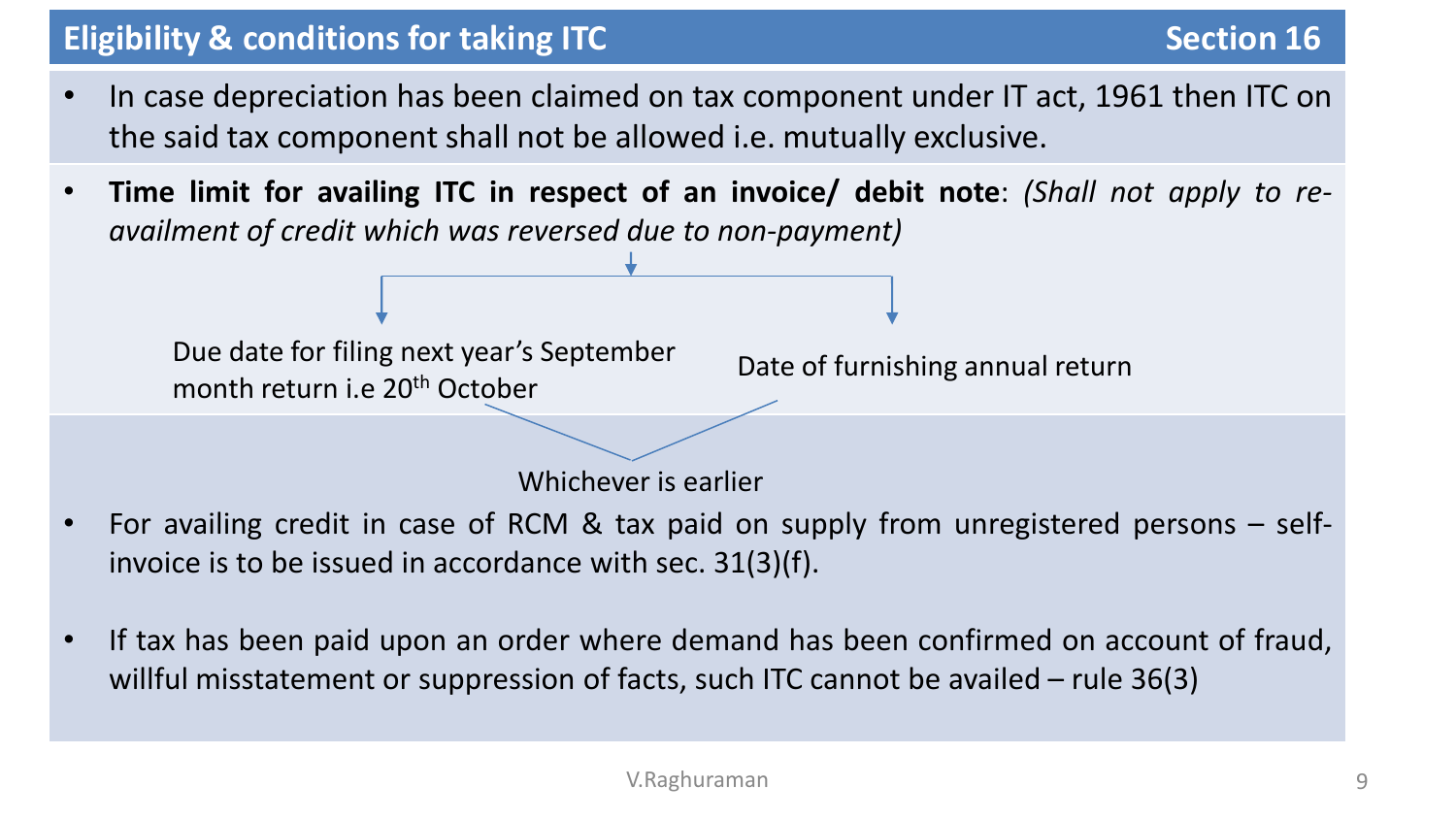## Eligibility & conditions for taking ITC — Section 16

- In case depreciation has been claimed on tax component under IT act, 1961 then ITC on the said tax component shall not be allowed i.e. mutually exclusive.
- **Time limit for availing ITC in respect of an invoice/ debit note**: *(Shall not apply to re-availment of credit which was reversed due to non-payment)*
  - Due date for filing next year's September month return i.e 20th October
  - Date of furnishing annual return

  Whichever is earlier

- For availing credit in case of RCM & tax paid on supply from unregistered persons – self-invoice is to be issued in accordance with sec. 31(3)(f).
- If tax has been paid upon an order where demand has been confirmed on account of fraud, willful misstatement or suppression of facts, such ITC cannot be availed – rule 36(3)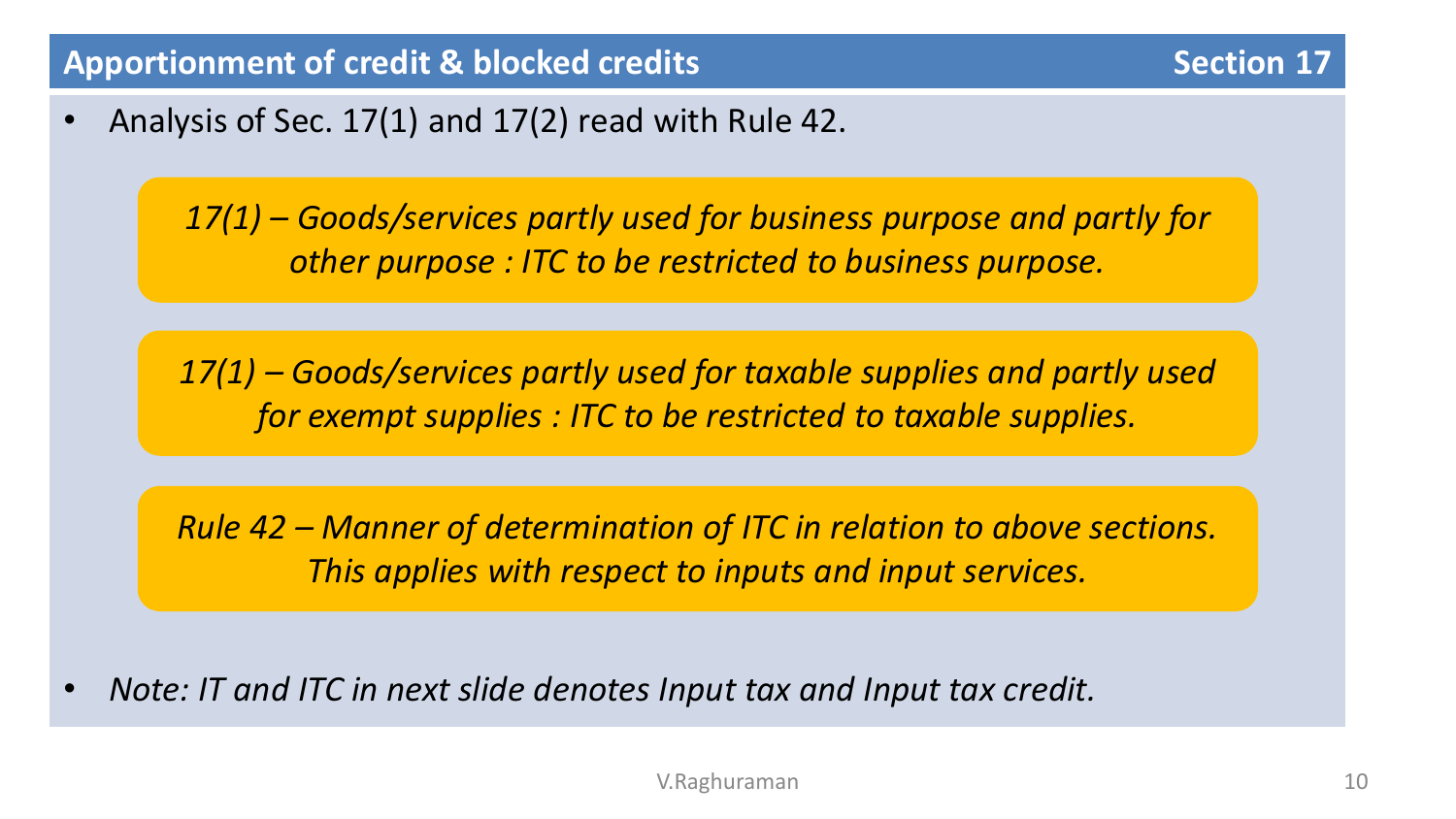## Apportionment of credit & blocked credits — Section 17

- Analysis of Sec. 17(1) and 17(2) read with Rule 42.

*17(1) – Goods/services partly used for business purpose and partly for other purpose : ITC to be restricted to business purpose.*

*17(1) – Goods/services partly used for taxable supplies and partly used for exempt supplies : ITC to be restricted to taxable supplies.*

*Rule 42 – Manner of determination of ITC in relation to above sections. This applies with respect to inputs and input services.*

- *Note: IT and ITC in next slide denotes Input tax and Input tax credit.*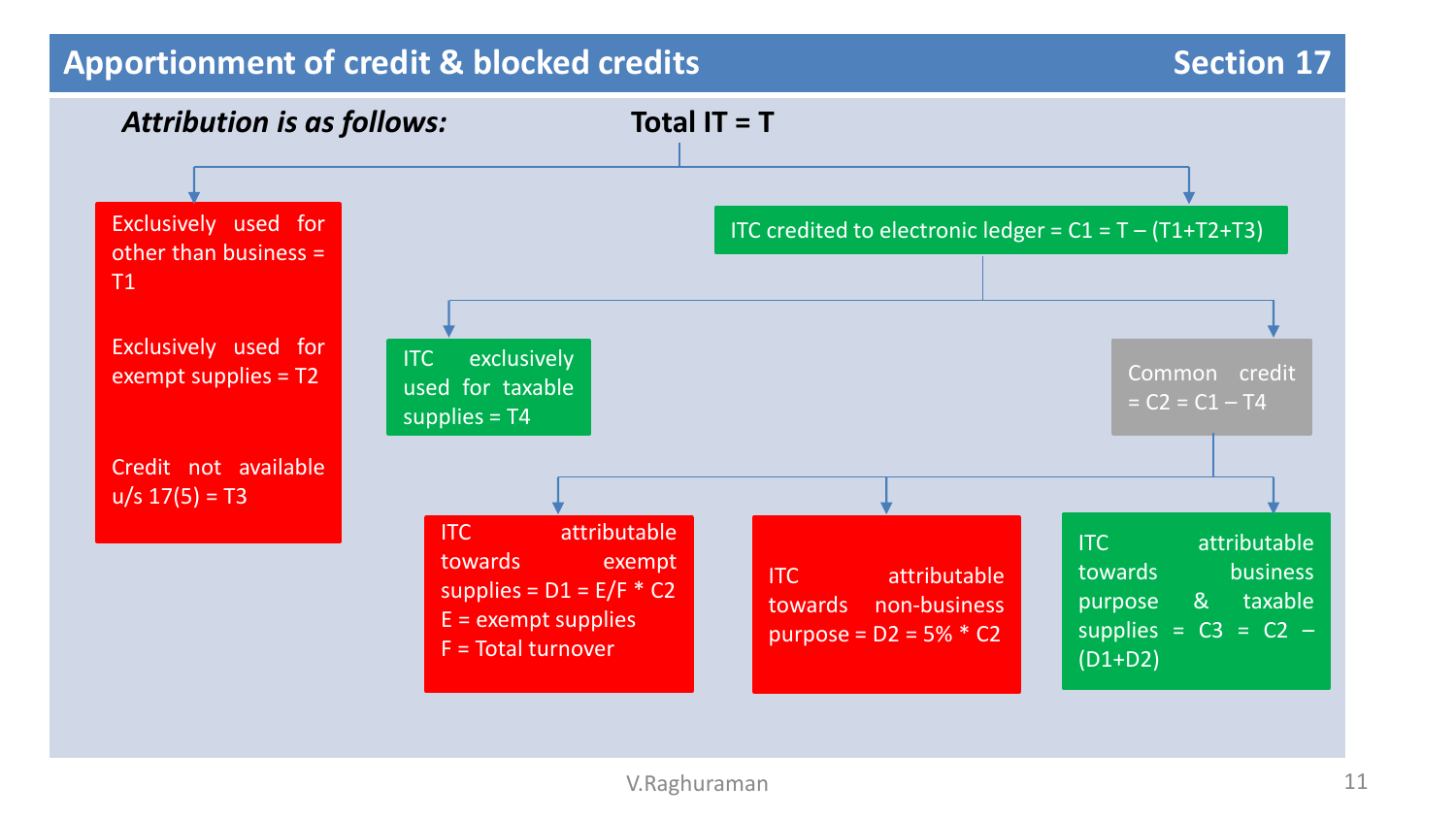# Apportionment of credit & blocked credits — Section 17

***Attribution is as follows:***

**Total IT = T**

- Exclusively used for other than business = T1
- Exclusively used for exempt supplies = T2
- Credit not available u/s 17(5) = T3

**ITC credited to electronic ledger = C1 = T – (T1+T2+T3)**

- ITC exclusively used for taxable supplies = T4
- Common credit = C2 = C1 – T4
  - ITC attributable towards exempt supplies = D1 = E/F * C2
    - E = exempt supplies
    - F = Total turnover
  - ITC attributable towards non-business purpose = D2 = 5% * C2
  - ITC attributable towards business purpose & taxable supplies = C3 = C2 – (D1+D2)

V.Raghuraman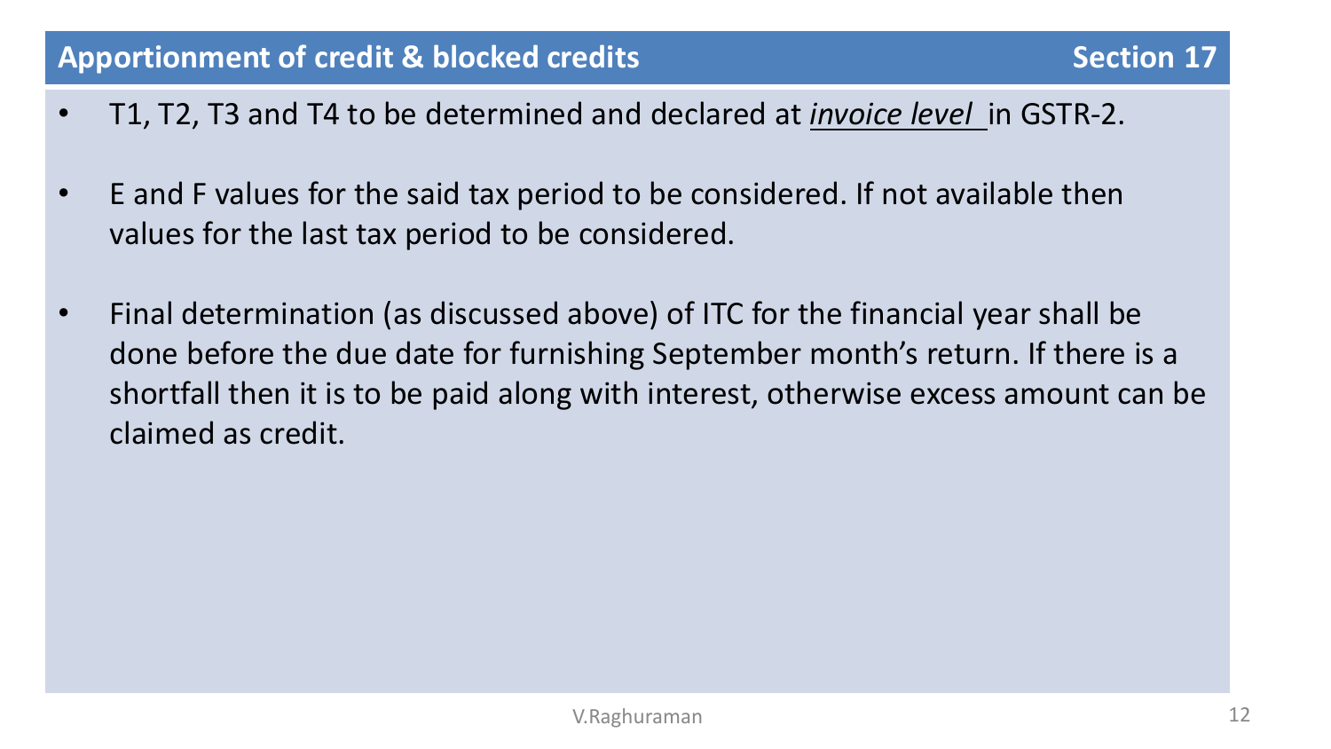## Apportionment of credit & blocked credits — Section 17

- T1, T2, T3 and T4 to be determined and declared at ***invoice level*** in GSTR-2.
- E and F values for the said tax period to be considered. If not available then values for the last tax period to be considered.
- Final determination (as discussed above) of ITC for the financial year shall be done before the due date for furnishing September month's return. If there is a shortfall then it is to be paid along with interest, otherwise excess amount can be claimed as credit.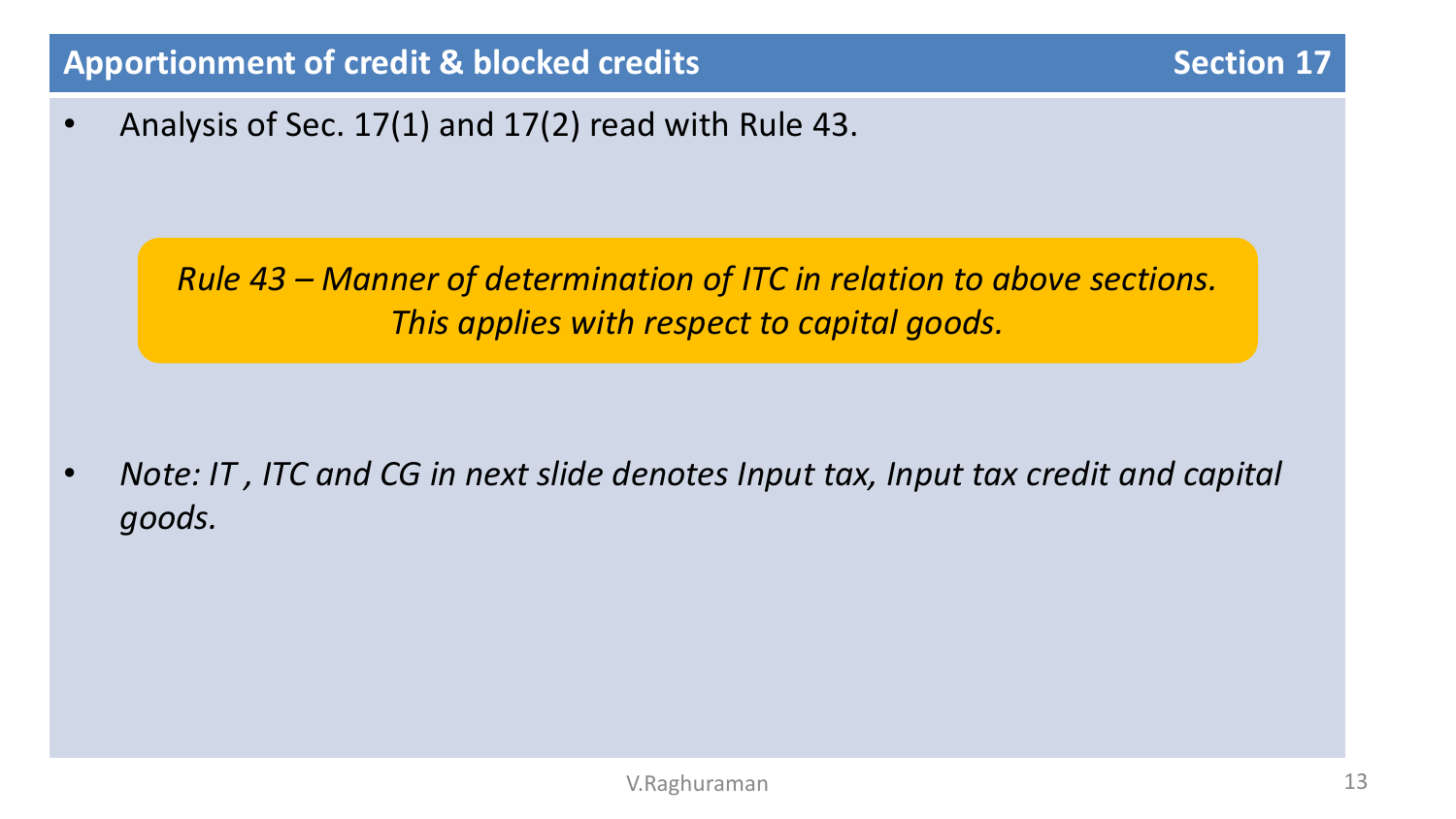## Apportionment of credit & blocked credits — Section 17

- Analysis of Sec. 17(1) and 17(2) read with Rule 43.

*Rule 43 – Manner of determination of ITC in relation to above sections. This applies with respect to capital goods.*

- *Note: IT , ITC and CG in next slide denotes Input tax, Input tax credit and capital goods.*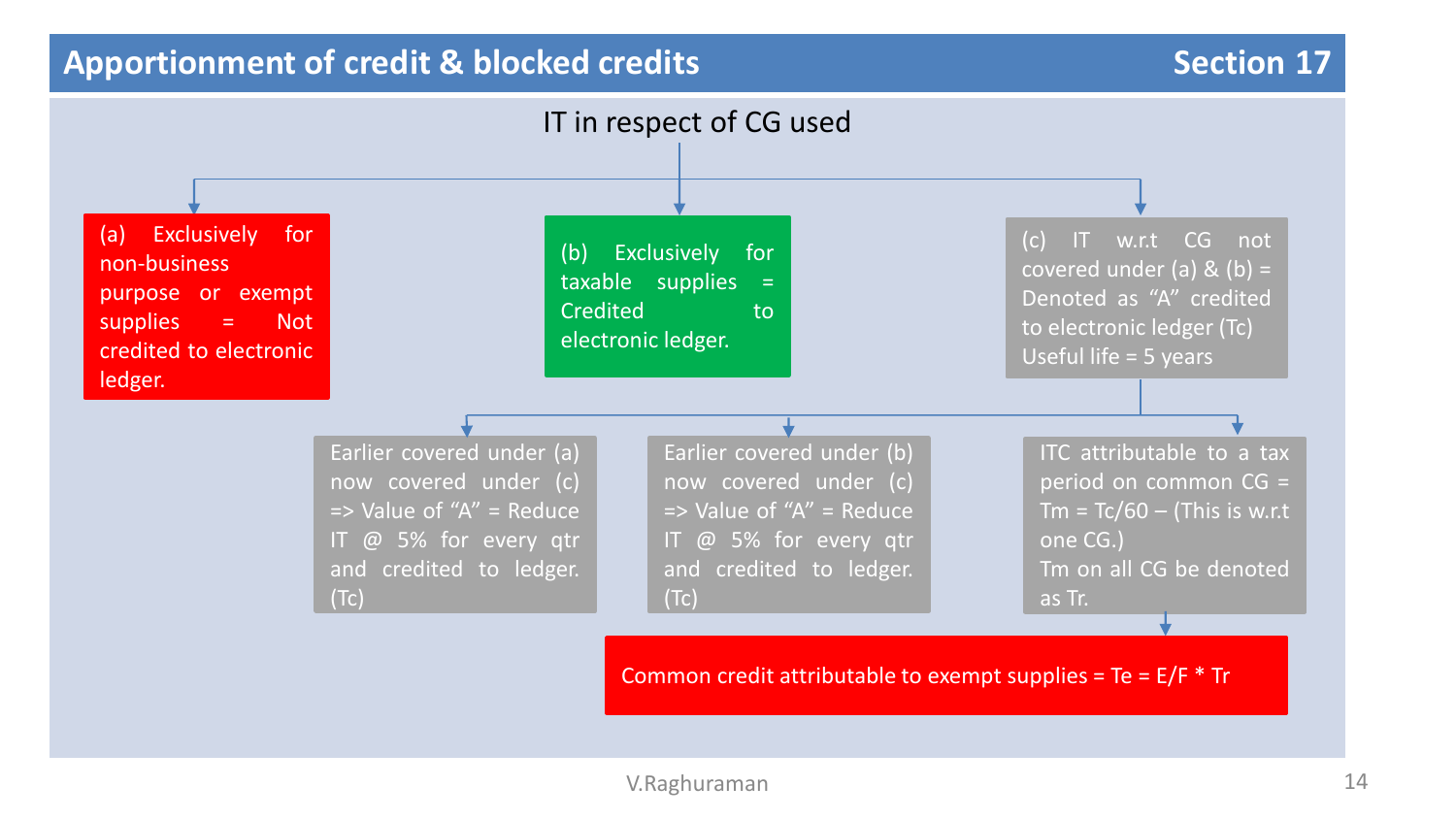# Apportionment of credit & blocked credits — Section 17

## IT in respect of CG used

- (a) Exclusively for non-business purpose or exempt supplies = Not credited to electronic ledger.
- (b) Exclusively for taxable supplies = Credited to electronic ledger.
- (c) IT w.r.t CG not covered under (a) & (b) = Denoted as "A" credited to electronic ledger ($T_c$) Useful life = 5 years
  - Earlier covered under (a) now covered under (c) => Value of "A" = Reduce IT @ 5% for every qtr and credited to ledger. ($T_c$)
  - Earlier covered under (b) now covered under (c) => Value of "A" = Reduce IT @ 5% for every qtr and credited to ledger. ($T_c$)
  - ITC attributable to a tax period on common CG = $T_m = T_c/60$ – (This is w.r.t one CG.) $T_m$ on all CG be denoted as $T_r$.
    - Common credit attributable to exempt supplies = $T_e = E/F * T_r$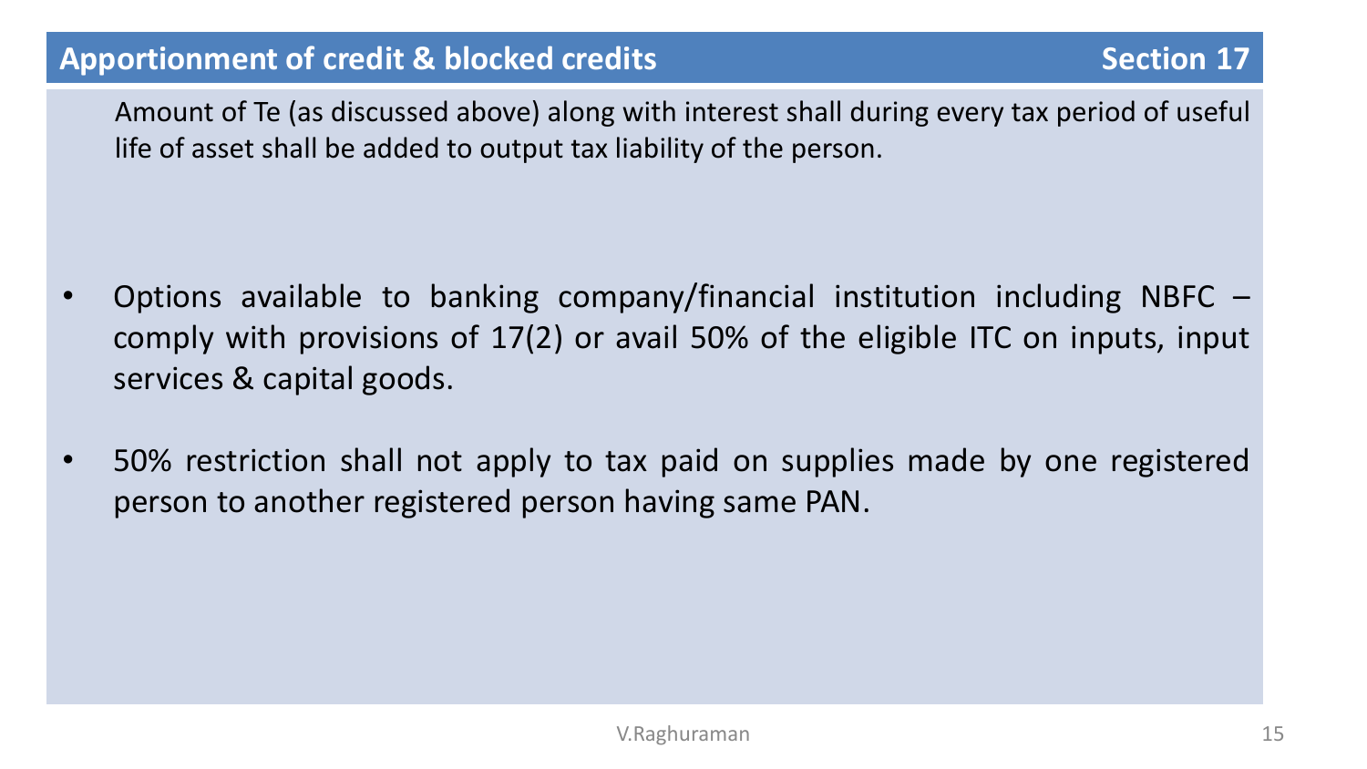## Apportionment of credit & blocked credits — Section 17

Amount of Te (as discussed above) along with interest shall during every tax period of useful life of asset shall be added to output tax liability of the person.

- Options available to banking company/financial institution including NBFC – comply with provisions of 17(2) or avail 50% of the eligible ITC on inputs, input services & capital goods.
- 50% restriction shall not apply to tax paid on supplies made by one registered person to another registered person having same PAN.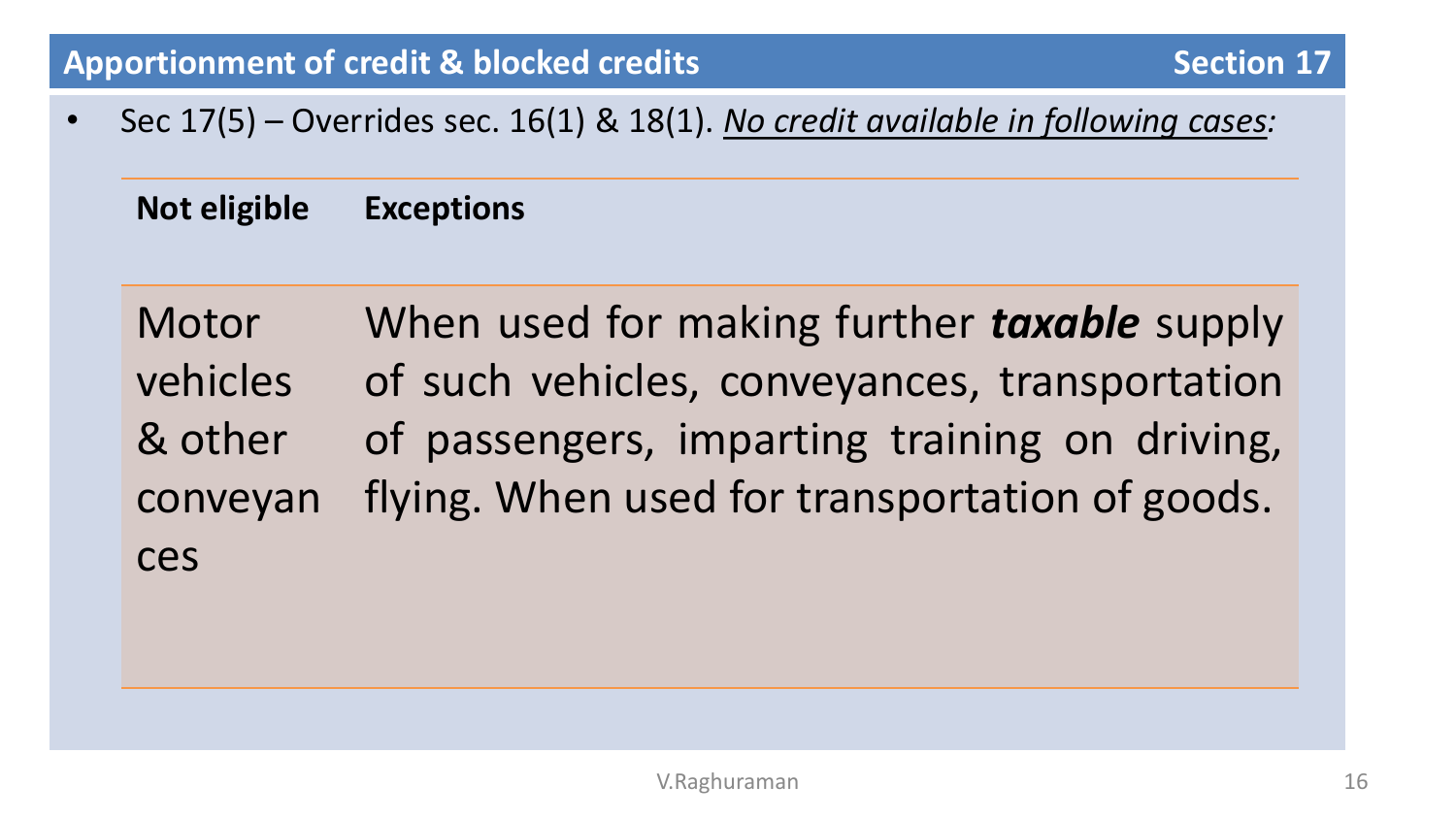## Apportionment of credit & blocked credits — Section 17

- Sec 17(5) – Overrides sec. 16(1) & 18(1). *No credit available in following cases:*

| Not eligible | Exceptions |
|---|---|
| Motor vehicles & other conveyances | When used for making further ***taxable*** supply of such vehicles, conveyances, transportation of passengers, imparting training on driving, flying. When used for transportation of goods. |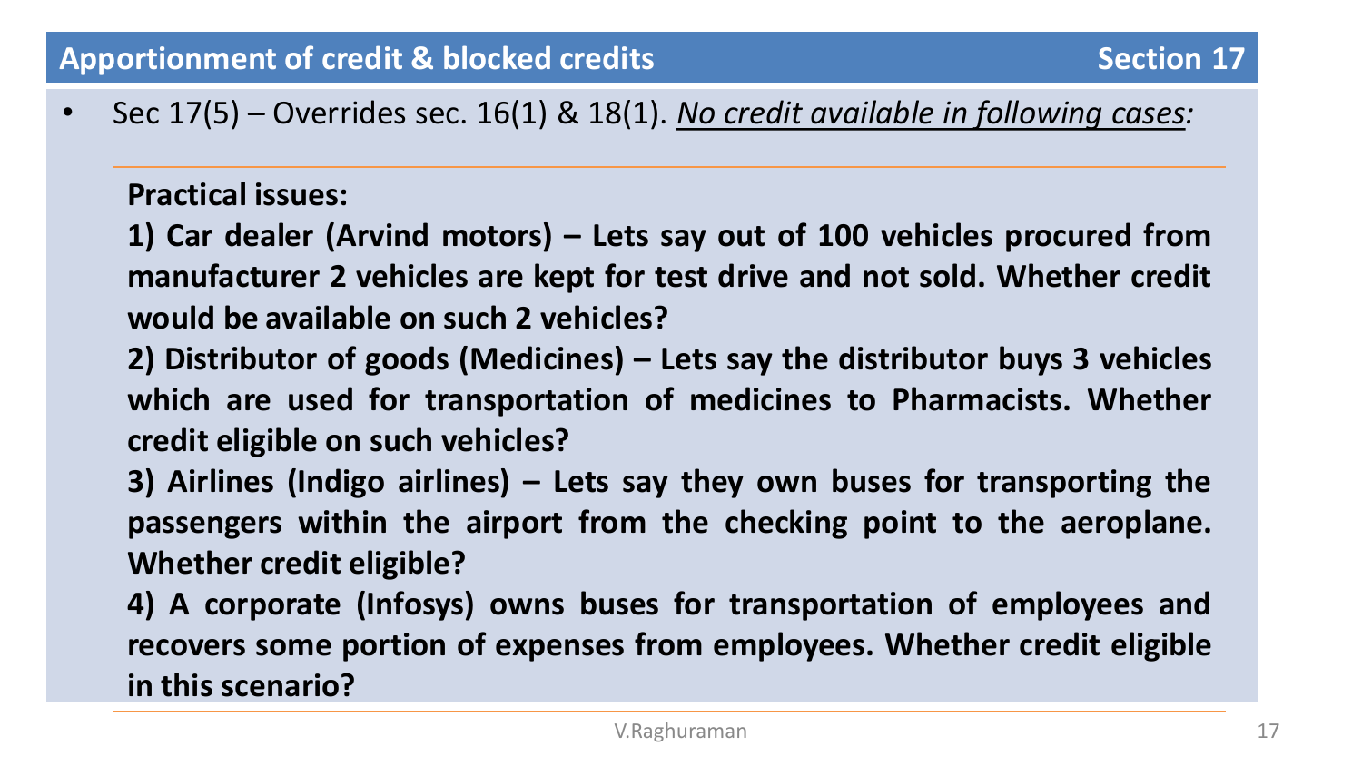## Apportionment of credit & blocked credits — Section 17

- Sec 17(5) – Overrides sec. 16(1) & 18(1). *No credit available in following cases:*

**Practical issues:**

**1) Car dealer (Arvind motors) – Lets say out of 100 vehicles procured from manufacturer 2 vehicles are kept for test drive and not sold. Whether credit would be available on such 2 vehicles?**

**2) Distributor of goods (Medicines) – Lets say the distributor buys 3 vehicles which are used for transportation of medicines to Pharmacists. Whether credit eligible on such vehicles?**

**3) Airlines (Indigo airlines) – Lets say they own buses for transporting the passengers within the airport from the checking point to the aeroplane. Whether credit eligible?**

**4) A corporate (Infosys) owns buses for transportation of employees and recovers some portion of expenses from employees. Whether credit eligible in this scenario?**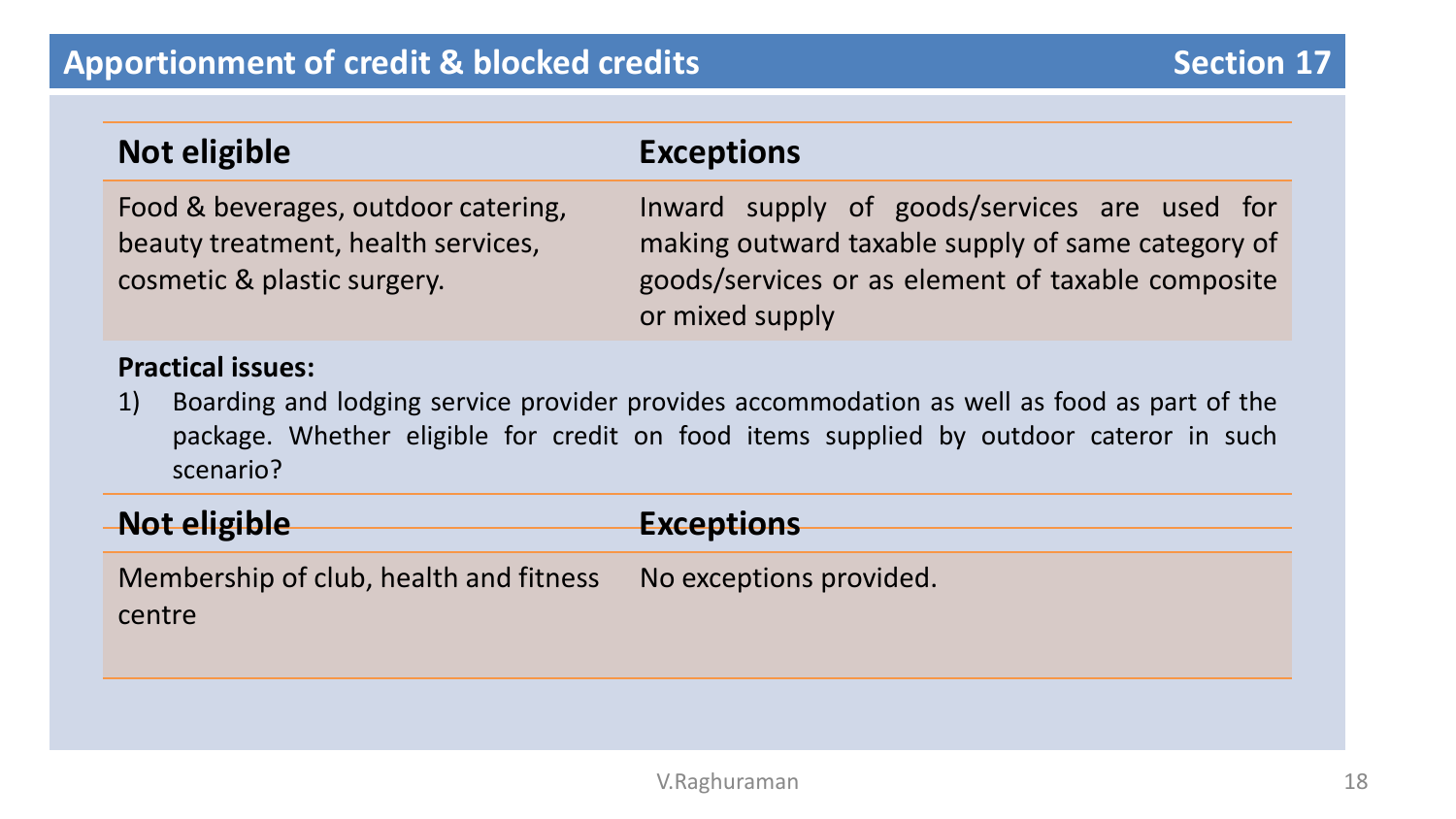## Apportionment of credit & blocked credits — Section 17

| Not eligible | Exceptions |
| --- | --- |
| Food & beverages, outdoor catering, beauty treatment, health services, cosmetic & plastic surgery. | Inward supply of goods/services are used for making outward taxable supply of same category of goods/services or as element of taxable composite or mixed supply |

**Practical issues:**

1) Boarding and lodging service provider provides accommodation as well as food as part of the package. Whether eligible for credit on food items supplied by outdoor cateror in such scenario?

| Not eligible | Exceptions |
| --- | --- |
| Membership of club, health and fitness centre | No exceptions provided. |

V.Raghuraman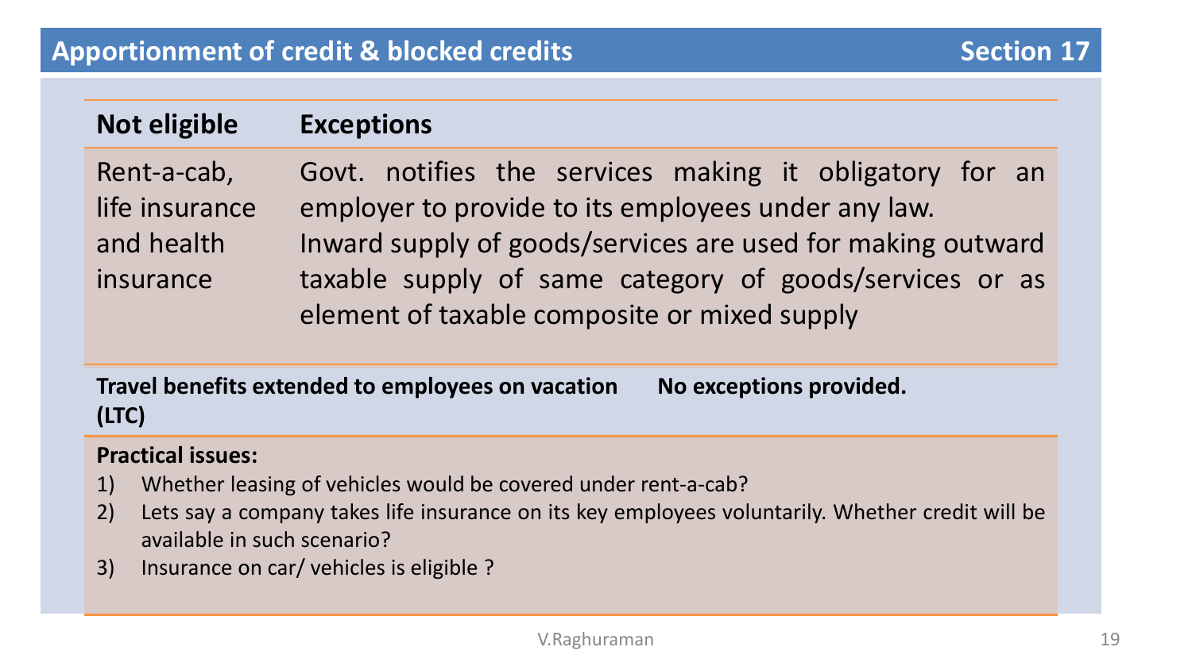## Apportionment of credit & blocked credits — Section 17

| Not eligible | Exceptions |
| --- | --- |
| Rent-a-cab, life insurance and health insurance | Govt. notifies the services making it obligatory for an employer to provide to its employees under any law.<br>Inward supply of goods/services are used for making outward taxable supply of same category of goods/services or as element of taxable composite or mixed supply |
| **Travel benefits extended to employees on vacation (LTC)** | **No exceptions provided.** |

**Practical issues:**

1) Whether leasing of vehicles would be covered under rent-a-cab?
2) Lets say a company takes life insurance on its key employees voluntarily. Whether credit will be available in such scenario?
3) Insurance on car/ vehicles is eligible ?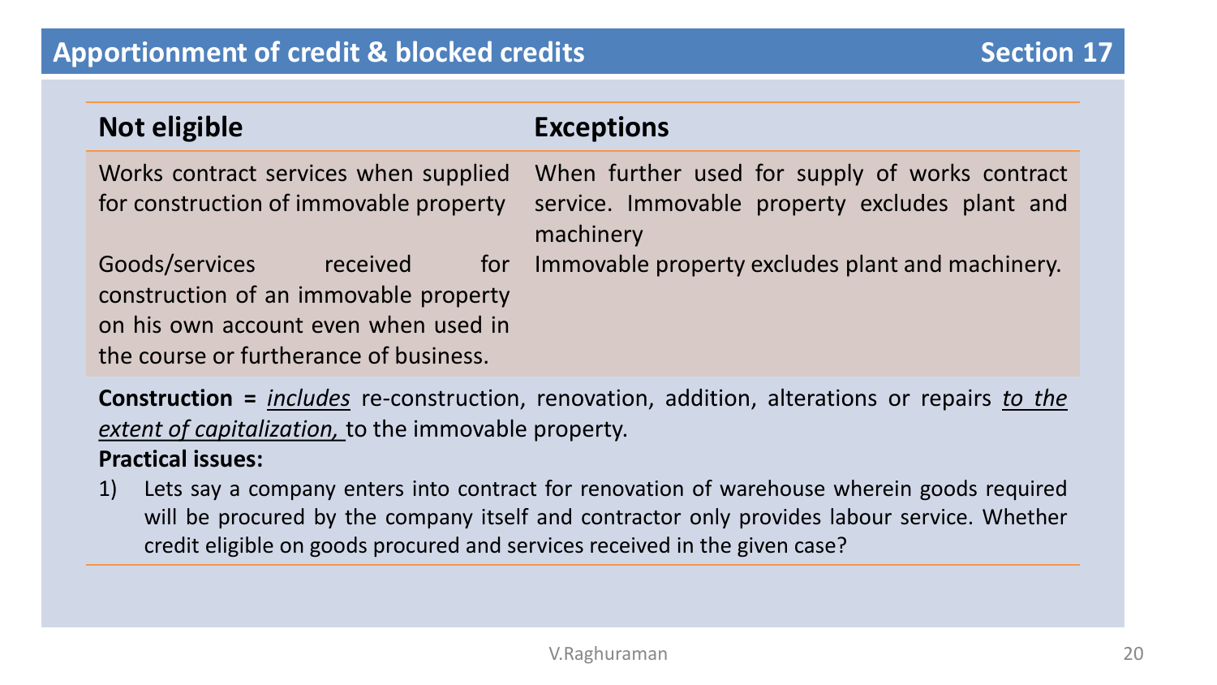## Apportionment of credit & blocked credits — Section 17

| Not eligible | Exceptions |
| --- | --- |
| Works contract services when supplied for construction of immovable property | When further used for supply of works contract service. Immovable property excludes plant and machinery |
| Goods/services received for construction of an immovable property on his own account even when used in the course or furtherance of business. | Immovable property excludes plant and machinery. |

**Construction =** *<u>includes</u>* re-construction, renovation, addition, alterations or repairs *<u>to the extent of capitalization,</u>* to the immovable property.

**Practical issues:**

1) Lets say a company enters into contract for renovation of warehouse wherein goods required will be procured by the company itself and contractor only provides labour service. Whether credit eligible on goods procured and services received in the given case?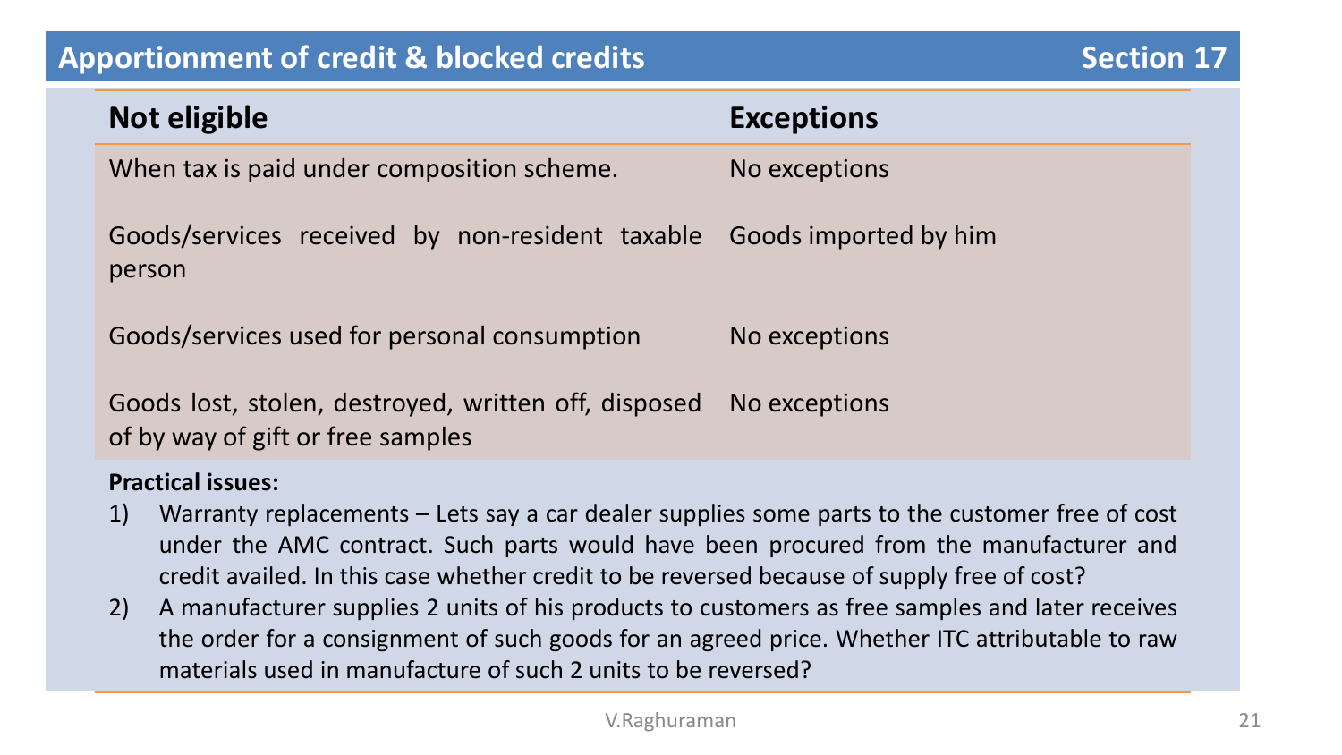## Apportionment of credit & blocked credits — Section 17

| Not eligible | Exceptions |
| --- | --- |
| When tax is paid under composition scheme. | No exceptions |
| Goods/services received by non-resident taxable person | Goods imported by him |
| Goods/services used for personal consumption | No exceptions |
| Goods lost, stolen, destroyed, written off, disposed of by way of gift or free samples | No exceptions |

**Practical issues:**

1) Warranty replacements – Lets say a car dealer supplies some parts to the customer free of cost under the AMC contract. Such parts would have been procured from the manufacturer and credit availed. In this case whether credit to be reversed because of supply free of cost?
2) A manufacturer supplies 2 units of his products to customers as free samples and later receives the order for a consignment of such goods for an agreed price. Whether ITC attributable to raw materials used in manufacture of such 2 units to be reversed?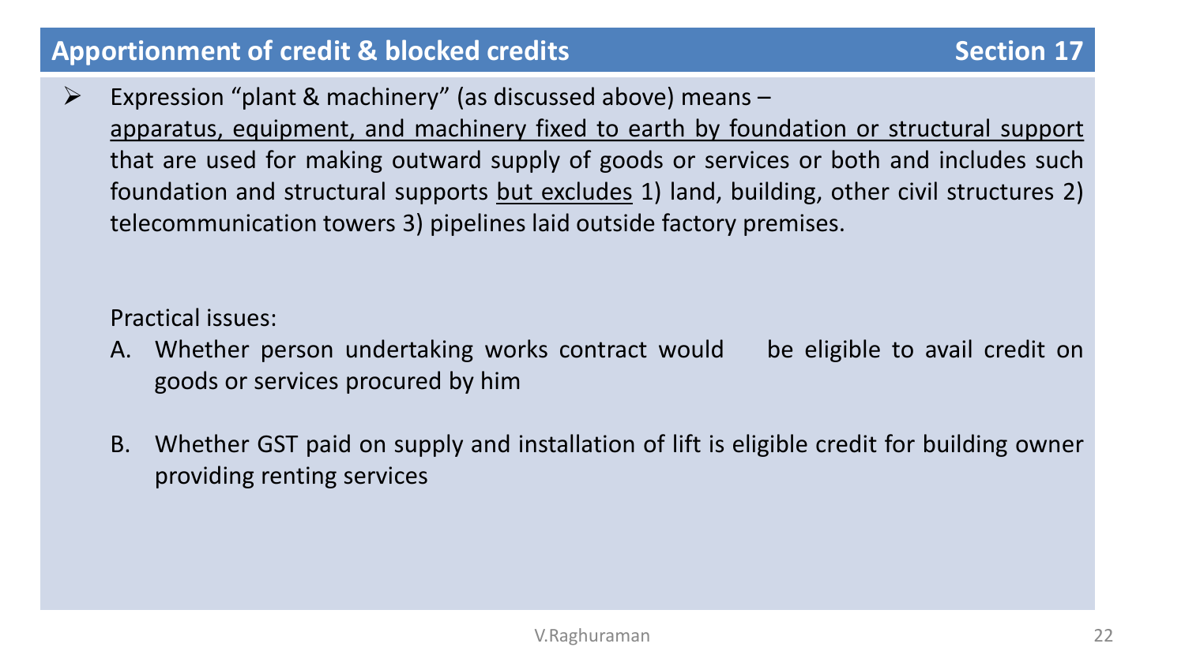## Apportionment of credit & blocked credits — Section 17

- Expression "plant & machinery" (as discussed above) means – <u>apparatus, equipment, and machinery fixed to earth by foundation or structural support</u> that are used for making outward supply of goods or services or both and includes such foundation and structural supports <u>but excludes</u> 1) land, building, other civil structures 2) telecommunication towers 3) pipelines laid outside factory premises.

  Practical issues:

  A. Whether person undertaking works contract would be eligible to avail credit on goods or services procured by him

  B. Whether GST paid on supply and installation of lift is eligible credit for building owner providing renting services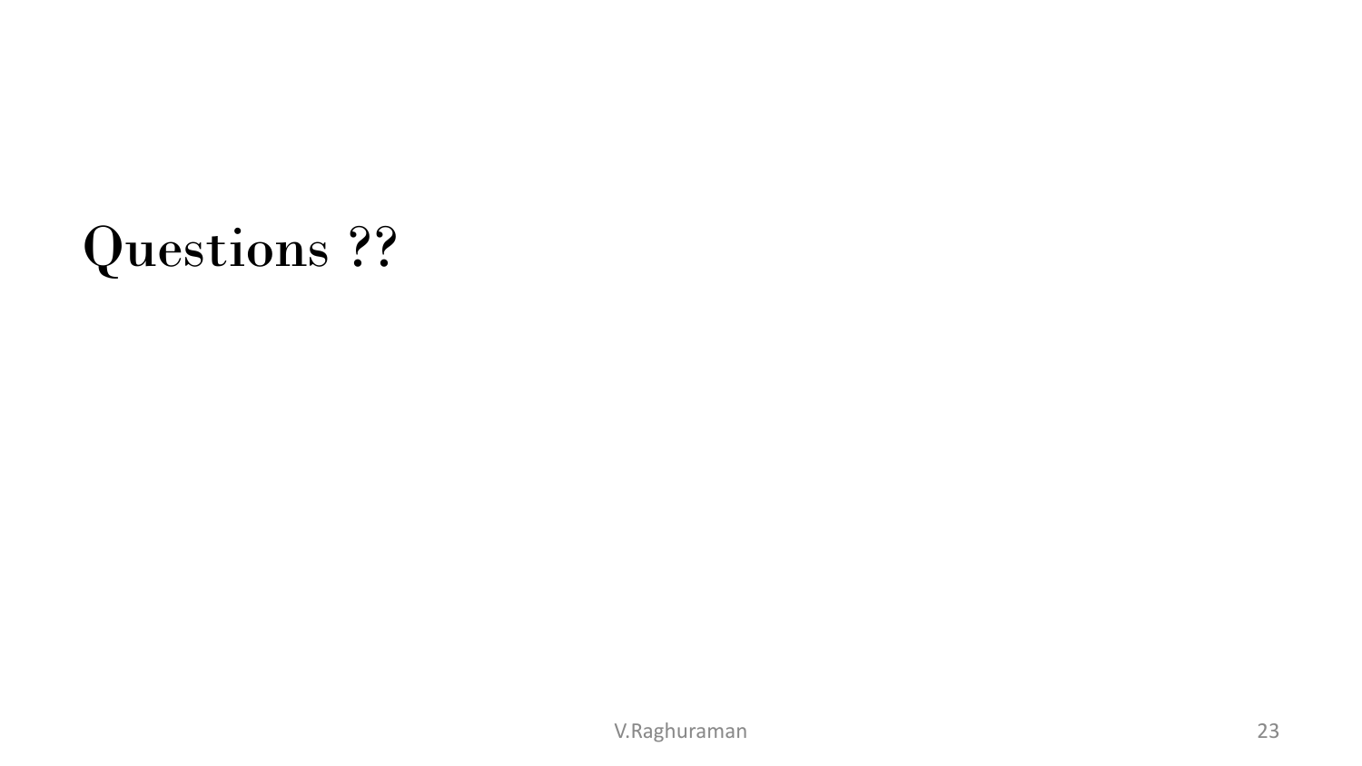# Questions ??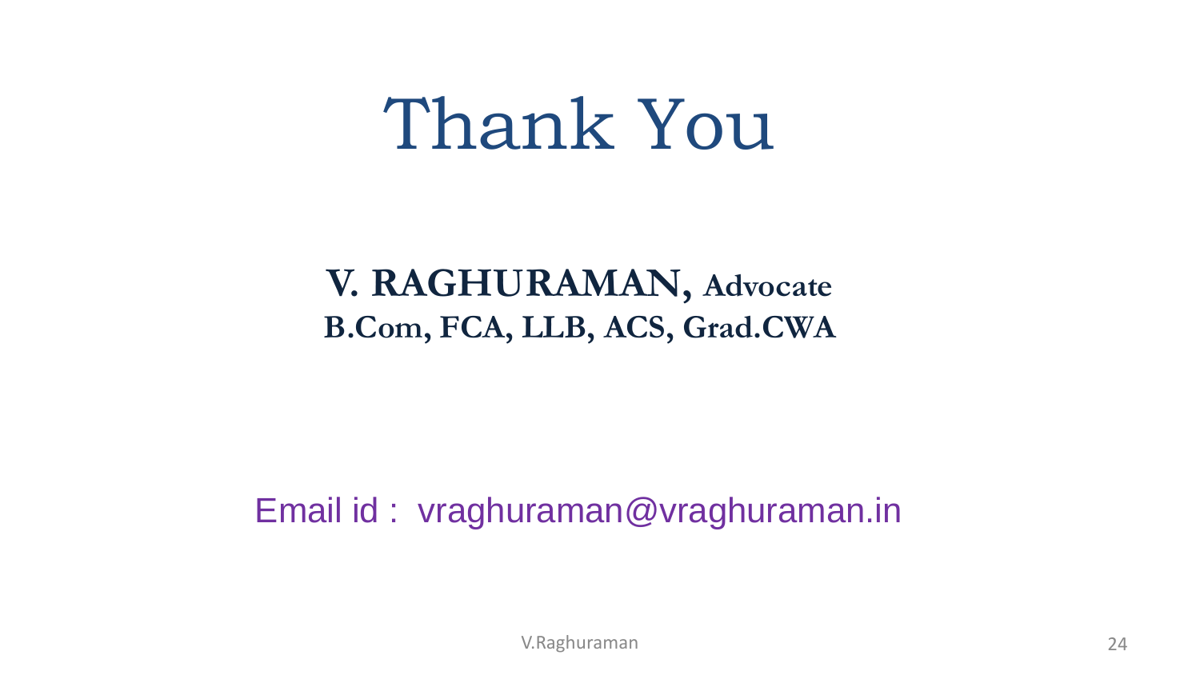# Thank You

**V. RAGHURAMAN, Advocate**
**B.Com, FCA, LLB, ACS, Grad.CWA**

Email id : vraghuraman@vraghuraman.in